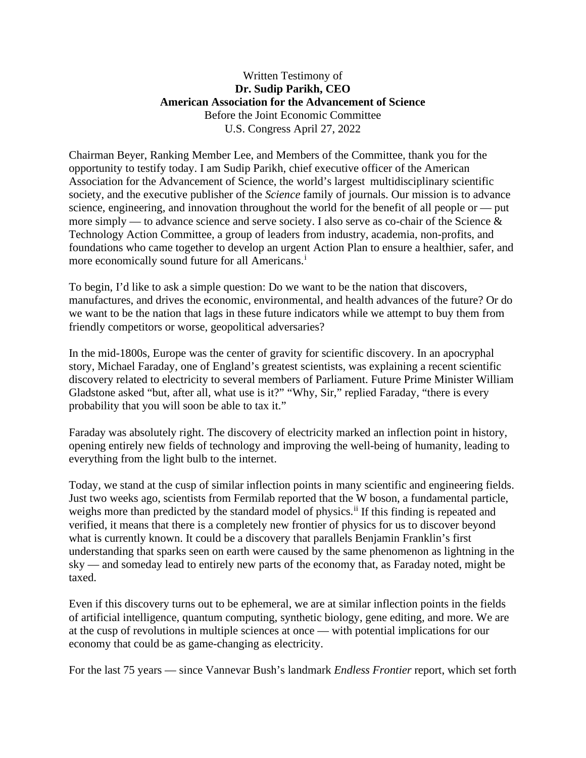Written Testimony of
**Dr. Sudip Parikh, CEO**
**American Association for the Advancement of Science**
Before the Joint Economic Committee
U.S. Congress April 27, 2022

Chairman Beyer, Ranking Member Lee, and Members of the Committee, thank you for the opportunity to testify today. I am Sudip Parikh, chief executive officer of the American Association for the Advancement of Science, the world's largest multidisciplinary scientific society, and the executive publisher of the *Science* family of journals. Our mission is to advance science, engineering, and innovation throughout the world for the benefit of all people or — put more simply — to advance science and serve society. I also serve as co-chair of the Science & Technology Action Committee, a group of leaders from industry, academia, non-profits, and foundations who came together to develop an urgent Action Plan to ensure a healthier, safer, and more economically sound future for all Americans.[i]

To begin, I'd like to ask a simple question: Do we want to be the nation that discovers, manufactures, and drives the economic, environmental, and health advances of the future? Or do we want to be the nation that lags in these future indicators while we attempt to buy them from friendly competitors or worse, geopolitical adversaries?

In the mid-1800s, Europe was the center of gravity for scientific discovery. In an apocryphal story, Michael Faraday, one of England's greatest scientists, was explaining a recent scientific discovery related to electricity to several members of Parliament. Future Prime Minister William Gladstone asked "but, after all, what use is it?" "Why, Sir," replied Faraday, "there is every probability that you will soon be able to tax it."

Faraday was absolutely right. The discovery of electricity marked an inflection point in history, opening entirely new fields of technology and improving the well-being of humanity, leading to everything from the light bulb to the internet.

Today, we stand at the cusp of similar inflection points in many scientific and engineering fields. Just two weeks ago, scientists from Fermilab reported that the W boson, a fundamental particle, weighs more than predicted by the standard model of physics.[ii] If this finding is repeated and verified, it means that there is a completely new frontier of physics for us to discover beyond what is currently known. It could be a discovery that parallels Benjamin Franklin's first understanding that sparks seen on earth were caused by the same phenomenon as lightning in the sky — and someday lead to entirely new parts of the economy that, as Faraday noted, might be taxed.

Even if this discovery turns out to be ephemeral, we are at similar inflection points in the fields of artificial intelligence, quantum computing, synthetic biology, gene editing, and more. We are at the cusp of revolutions in multiple sciences at once — with potential implications for our economy that could be as game-changing as electricity.

For the last 75 years — since Vannevar Bush's landmark *Endless Frontier* report, which set forth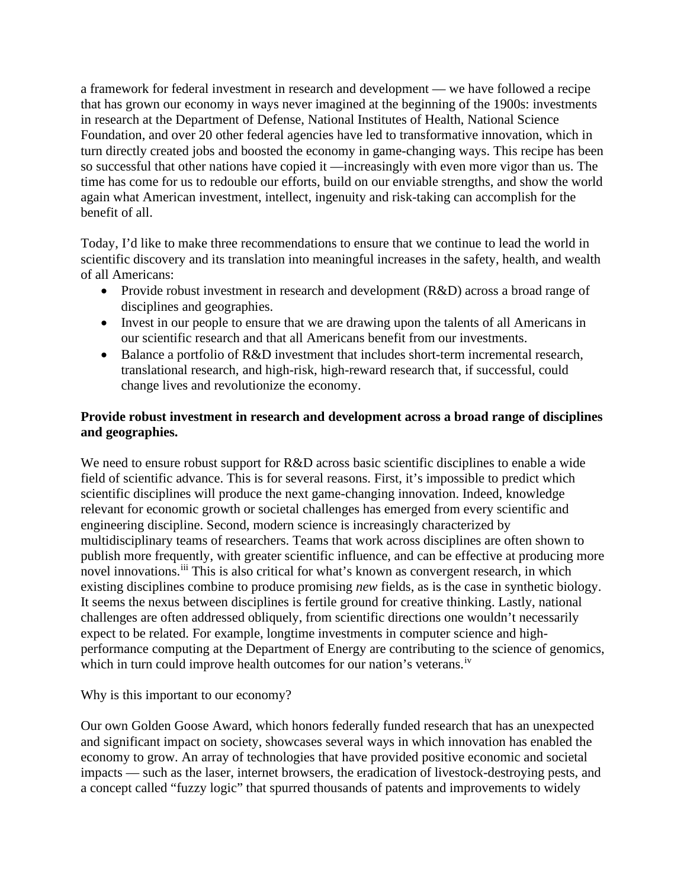a framework for federal investment in research and development — we have followed a recipe that has grown our economy in ways never imagined at the beginning of the 1900s: investments in research at the Department of Defense, National Institutes of Health, National Science Foundation, and over 20 other federal agencies have led to transformative innovation, which in turn directly created jobs and boosted the economy in game-changing ways. This recipe has been so successful that other nations have copied it —increasingly with even more vigor than us. The time has come for us to redouble our efforts, build on our enviable strengths, and show the world again what American investment, intellect, ingenuity and risk-taking can accomplish for the benefit of all.

Today, I'd like to make three recommendations to ensure that we continue to lead the world in scientific discovery and its translation into meaningful increases in the safety, health, and wealth of all Americans:

- Provide robust investment in research and development (R&D) across a broad range of disciplines and geographies.
- Invest in our people to ensure that we are drawing upon the talents of all Americans in our scientific research and that all Americans benefit from our investments.
- Balance a portfolio of R&D investment that includes short-term incremental research, translational research, and high-risk, high-reward research that, if successful, could change lives and revolutionize the economy.

**Provide robust investment in research and development across a broad range of disciplines and geographies.**

We need to ensure robust support for R&D across basic scientific disciplines to enable a wide field of scientific advance. This is for several reasons. First, it's impossible to predict which scientific disciplines will produce the next game-changing innovation. Indeed, knowledge relevant for economic growth or societal challenges has emerged from every scientific and engineering discipline. Second, modern science is increasingly characterized by multidisciplinary teams of researchers. Teams that work across disciplines are often shown to publish more frequently, with greater scientific influence, and can be effective at producing more novel innovations.[iii] This is also critical for what's known as convergent research, in which existing disciplines combine to produce promising *new* fields, as is the case in synthetic biology. It seems the nexus between disciplines is fertile ground for creative thinking. Lastly, national challenges are often addressed obliquely, from scientific directions one wouldn't necessarily expect to be related. For example, longtime investments in computer science and high-performance computing at the Department of Energy are contributing to the science of genomics, which in turn could improve health outcomes for our nation's veterans.[iv]

Why is this important to our economy?

Our own Golden Goose Award, which honors federally funded research that has an unexpected and significant impact on society, showcases several ways in which innovation has enabled the economy to grow. An array of technologies that have provided positive economic and societal impacts — such as the laser, internet browsers, the eradication of livestock-destroying pests, and a concept called "fuzzy logic" that spurred thousands of patents and improvements to widely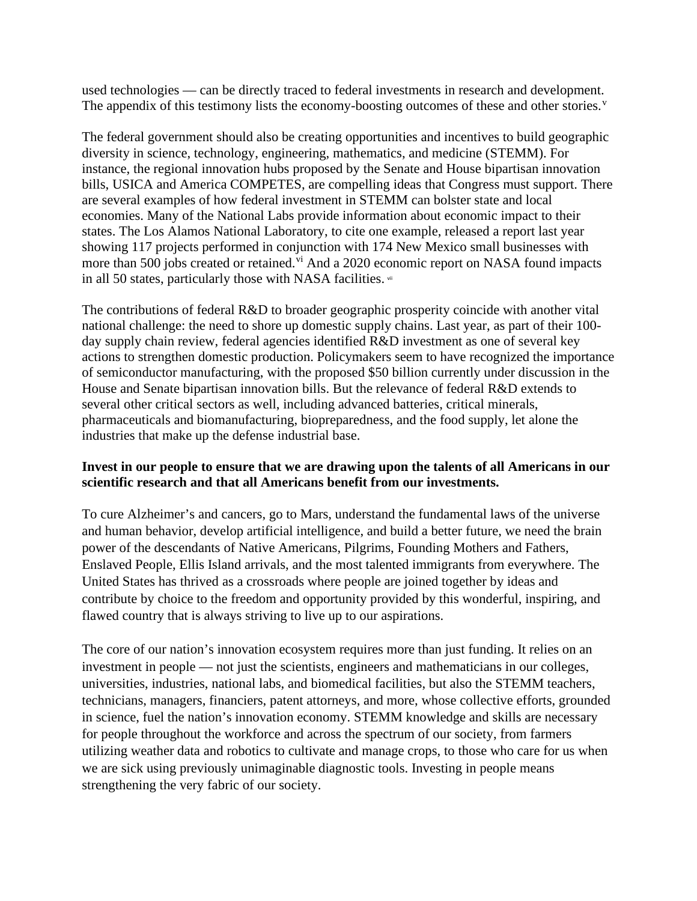used technologies — can be directly traced to federal investments in research and development. The appendix of this testimony lists the economy-boosting outcomes of these and other stories.[v]

The federal government should also be creating opportunities and incentives to build geographic diversity in science, technology, engineering, mathematics, and medicine (STEMM). For instance, the regional innovation hubs proposed by the Senate and House bipartisan innovation bills, USICA and America COMPETES, are compelling ideas that Congress must support. There are several examples of how federal investment in STEMM can bolster state and local economies. Many of the National Labs provide information about economic impact to their states. The Los Alamos National Laboratory, to cite one example, released a report last year showing 117 projects performed in conjunction with 174 New Mexico small businesses with more than 500 jobs created or retained.[vi] And a 2020 economic report on NASA found impacts in all 50 states, particularly those with NASA facilities.[vii]

The contributions of federal R&D to broader geographic prosperity coincide with another vital national challenge: the need to shore up domestic supply chains. Last year, as part of their 100-day supply chain review, federal agencies identified R&D investment as one of several key actions to strengthen domestic production. Policymakers seem to have recognized the importance of semiconductor manufacturing, with the proposed $50 billion currently under discussion in the House and Senate bipartisan innovation bills. But the relevance of federal R&D extends to several other critical sectors as well, including advanced batteries, critical minerals, pharmaceuticals and biomanufacturing, biopreparedness, and the food supply, let alone the industries that make up the defense industrial base.

**Invest in our people to ensure that we are drawing upon the talents of all Americans in our scientific research and that all Americans benefit from our investments.**

To cure Alzheimer's and cancers, go to Mars, understand the fundamental laws of the universe and human behavior, develop artificial intelligence, and build a better future, we need the brain power of the descendants of Native Americans, Pilgrims, Founding Mothers and Fathers, Enslaved People, Ellis Island arrivals, and the most talented immigrants from everywhere. The United States has thrived as a crossroads where people are joined together by ideas and contribute by choice to the freedom and opportunity provided by this wonderful, inspiring, and flawed country that is always striving to live up to our aspirations.

The core of our nation's innovation ecosystem requires more than just funding. It relies on an investment in people — not just the scientists, engineers and mathematicians in our colleges, universities, industries, national labs, and biomedical facilities, but also the STEMM teachers, technicians, managers, financiers, patent attorneys, and more, whose collective efforts, grounded in science, fuel the nation's innovation economy. STEMM knowledge and skills are necessary for people throughout the workforce and across the spectrum of our society, from farmers utilizing weather data and robotics to cultivate and manage crops, to those who care for us when we are sick using previously unimaginable diagnostic tools. Investing in people means strengthening the very fabric of our society.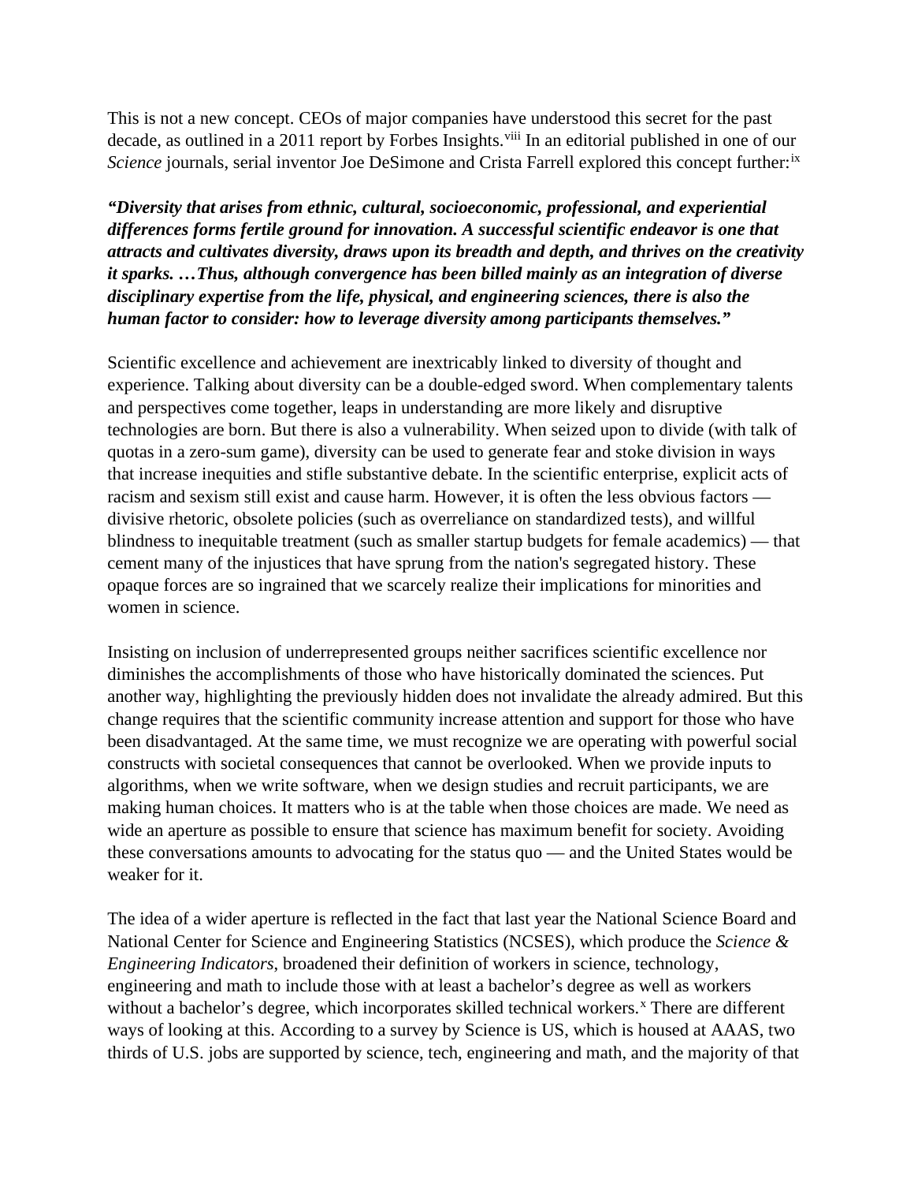This is not a new concept. CEOs of major companies have understood this secret for the past decade, as outlined in a 2011 report by Forbes Insights.[viii] In an editorial published in one of our *Science* journals, serial inventor Joe DeSimone and Crista Farrell explored this concept further:[ix]

***"Diversity that arises from ethnic, cultural, socioeconomic, professional, and experiential differences forms fertile ground for innovation. A successful scientific endeavor is one that attracts and cultivates diversity, draws upon its breadth and depth, and thrives on the creativity it sparks. …Thus, although convergence has been billed mainly as an integration of diverse disciplinary expertise from the life, physical, and engineering sciences, there is also the human factor to consider: how to leverage diversity among participants themselves."***

Scientific excellence and achievement are inextricably linked to diversity of thought and experience. Talking about diversity can be a double-edged sword. When complementary talents and perspectives come together, leaps in understanding are more likely and disruptive technologies are born. But there is also a vulnerability. When seized upon to divide (with talk of quotas in a zero-sum game), diversity can be used to generate fear and stoke division in ways that increase inequities and stifle substantive debate. In the scientific enterprise, explicit acts of racism and sexism still exist and cause harm. However, it is often the less obvious factors — divisive rhetoric, obsolete policies (such as overreliance on standardized tests), and willful blindness to inequitable treatment (such as smaller startup budgets for female academics) — that cement many of the injustices that have sprung from the nation's segregated history. These opaque forces are so ingrained that we scarcely realize their implications for minorities and women in science.

Insisting on inclusion of underrepresented groups neither sacrifices scientific excellence nor diminishes the accomplishments of those who have historically dominated the sciences. Put another way, highlighting the previously hidden does not invalidate the already admired. But this change requires that the scientific community increase attention and support for those who have been disadvantaged. At the same time, we must recognize we are operating with powerful social constructs with societal consequences that cannot be overlooked. When we provide inputs to algorithms, when we write software, when we design studies and recruit participants, we are making human choices. It matters who is at the table when those choices are made. We need as wide an aperture as possible to ensure that science has maximum benefit for society. Avoiding these conversations amounts to advocating for the status quo — and the United States would be weaker for it.

The idea of a wider aperture is reflected in the fact that last year the National Science Board and National Center for Science and Engineering Statistics (NCSES), which produce the *Science & Engineering Indicators,* broadened their definition of workers in science, technology, engineering and math to include those with at least a bachelor's degree as well as workers without a bachelor's degree, which incorporates skilled technical workers.[x] There are different ways of looking at this. According to a survey by Science is US, which is housed at AAAS, two thirds of U.S. jobs are supported by science, tech, engineering and math, and the majority of that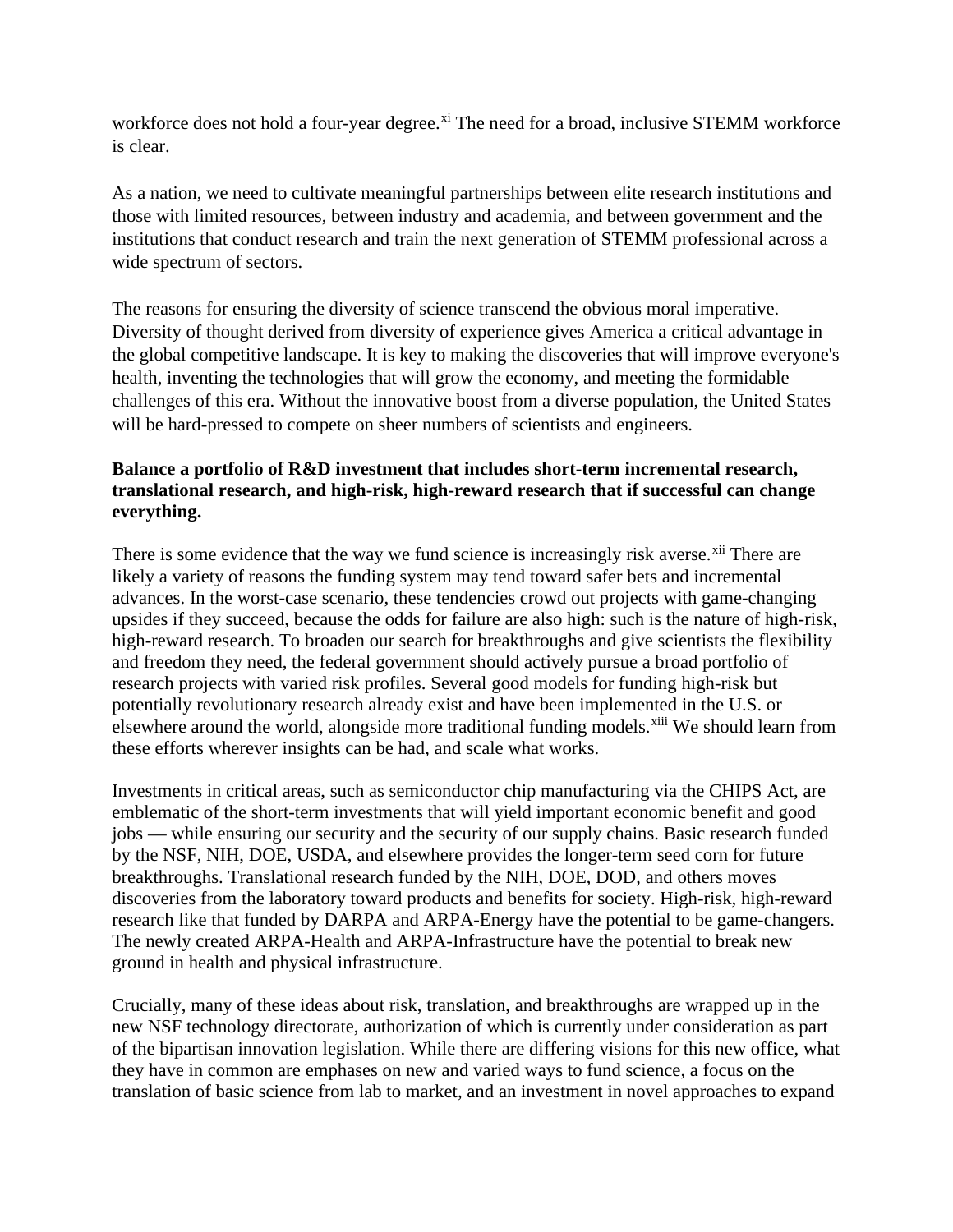workforce does not hold a four-year degree.[xi] The need for a broad, inclusive STEMM workforce is clear.

As a nation, we need to cultivate meaningful partnerships between elite research institutions and those with limited resources, between industry and academia, and between government and the institutions that conduct research and train the next generation of STEMM professional across a wide spectrum of sectors.

The reasons for ensuring the diversity of science transcend the obvious moral imperative. Diversity of thought derived from diversity of experience gives America a critical advantage in the global competitive landscape. It is key to making the discoveries that will improve everyone's health, inventing the technologies that will grow the economy, and meeting the formidable challenges of this era. Without the innovative boost from a diverse population, the United States will be hard-pressed to compete on sheer numbers of scientists and engineers.

**Balance a portfolio of R&D investment that includes short-term incremental research, translational research, and high-risk, high-reward research that if successful can change everything.**

There is some evidence that the way we fund science is increasingly risk averse.[xii] There are likely a variety of reasons the funding system may tend toward safer bets and incremental advances. In the worst-case scenario, these tendencies crowd out projects with game-changing upsides if they succeed, because the odds for failure are also high: such is the nature of high-risk, high-reward research. To broaden our search for breakthroughs and give scientists the flexibility and freedom they need, the federal government should actively pursue a broad portfolio of research projects with varied risk profiles. Several good models for funding high-risk but potentially revolutionary research already exist and have been implemented in the U.S. or elsewhere around the world, alongside more traditional funding models.[xiii] We should learn from these efforts wherever insights can be had, and scale what works.

Investments in critical areas, such as semiconductor chip manufacturing via the CHIPS Act, are emblematic of the short-term investments that will yield important economic benefit and good jobs — while ensuring our security and the security of our supply chains. Basic research funded by the NSF, NIH, DOE, USDA, and elsewhere provides the longer-term seed corn for future breakthroughs. Translational research funded by the NIH, DOE, DOD, and others moves discoveries from the laboratory toward products and benefits for society. High-risk, high-reward research like that funded by DARPA and ARPA-Energy have the potential to be game-changers. The newly created ARPA-Health and ARPA-Infrastructure have the potential to break new ground in health and physical infrastructure.

Crucially, many of these ideas about risk, translation, and breakthroughs are wrapped up in the new NSF technology directorate, authorization of which is currently under consideration as part of the bipartisan innovation legislation. While there are differing visions for this new office, what they have in common are emphases on new and varied ways to fund science, a focus on the translation of basic science from lab to market, and an investment in novel approaches to expand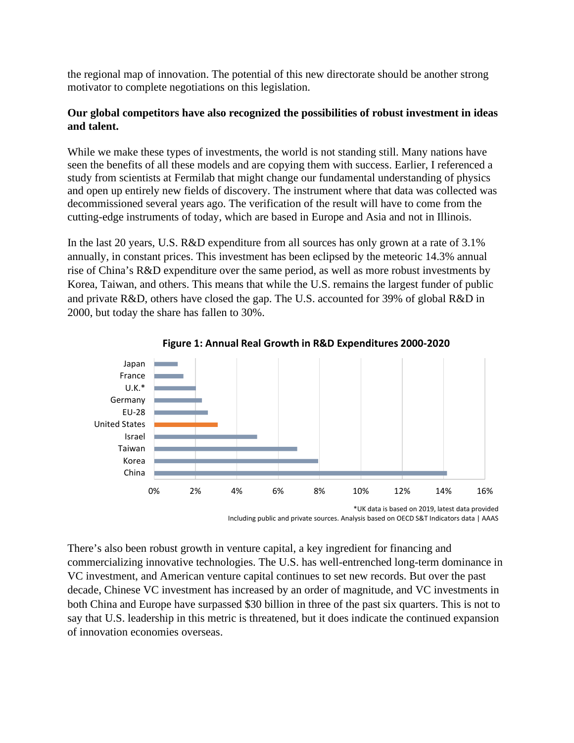the regional map of innovation. The potential of this new directorate should be another strong motivator to complete negotiations on this legislation.

**Our global competitors have also recognized the possibilities of robust investment in ideas and talent.**

While we make these types of investments, the world is not standing still. Many nations have seen the benefits of all these models and are copying them with success. Earlier, I referenced a study from scientists at Fermilab that might change our fundamental understanding of physics and open up entirely new fields of discovery. The instrument where that data was collected was decommissioned several years ago. The verification of the result will have to come from the cutting-edge instruments of today, which are based in Europe and Asia and not in Illinois.

In the last 20 years, U.S. R&D expenditure from all sources has only grown at a rate of 3.1% annually, in constant prices. This investment has been eclipsed by the meteoric 14.3% annual rise of China's R&D expenditure over the same period, as well as more robust investments by Korea, Taiwan, and others. This means that while the U.S. remains the largest funder of public and private R&D, others have closed the gap. The U.S. accounted for 39% of global R&D in 2000, but today the share has fallen to 30%.

**Figure 1: Annual Real Growth in R&D Expenditures 2000-2020**

*UK data is based on 2019, latest data provided
Including public and private sources. Analysis based on OECD S&T Indicators data | AAAS

There's also been robust growth in venture capital, a key ingredient for financing and commercializing innovative technologies. The U.S. has well-entrenched long-term dominance in VC investment, and American venture capital continues to set new records. But over the past decade, Chinese VC investment has increased by an order of magnitude, and VC investments in both China and Europe have surpassed $30 billion in three of the past six quarters. This is not to say that U.S. leadership in this metric is threatened, but it does indicate the continued expansion of innovation economies overseas.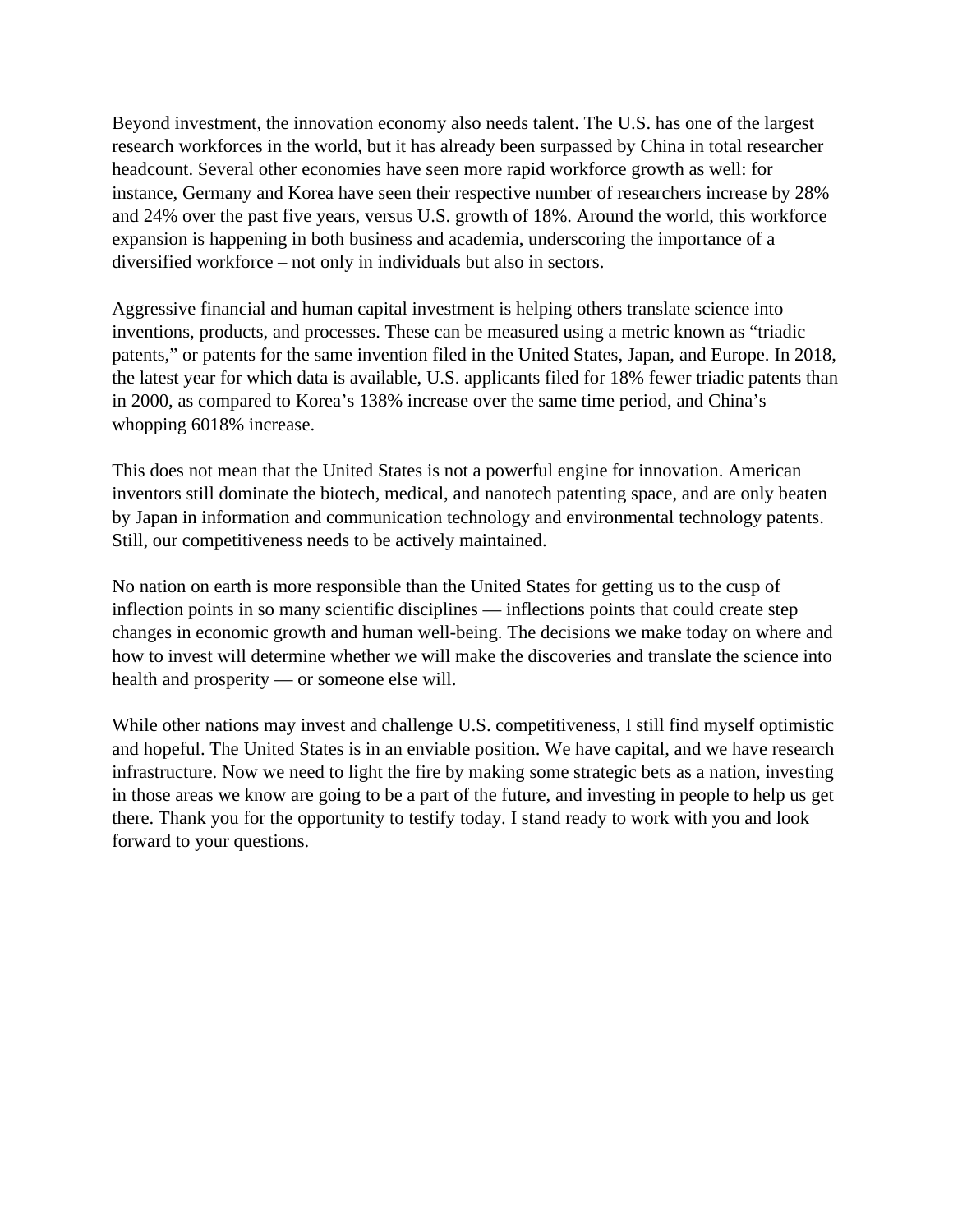Beyond investment, the innovation economy also needs talent. The U.S. has one of the largest research workforces in the world, but it has already been surpassed by China in total researcher headcount. Several other economies have seen more rapid workforce growth as well: for instance, Germany and Korea have seen their respective number of researchers increase by 28% and 24% over the past five years, versus U.S. growth of 18%. Around the world, this workforce expansion is happening in both business and academia, underscoring the importance of a diversified workforce – not only in individuals but also in sectors.

Aggressive financial and human capital investment is helping others translate science into inventions, products, and processes. These can be measured using a metric known as "triadic patents," or patents for the same invention filed in the United States, Japan, and Europe. In 2018, the latest year for which data is available, U.S. applicants filed for 18% fewer triadic patents than in 2000, as compared to Korea's 138% increase over the same time period, and China's whopping 6018% increase.

This does not mean that the United States is not a powerful engine for innovation. American inventors still dominate the biotech, medical, and nanotech patenting space, and are only beaten by Japan in information and communication technology and environmental technology patents. Still, our competitiveness needs to be actively maintained.

No nation on earth is more responsible than the United States for getting us to the cusp of inflection points in so many scientific disciplines — inflections points that could create step changes in economic growth and human well-being. The decisions we make today on where and how to invest will determine whether we will make the discoveries and translate the science into health and prosperity — or someone else will.

While other nations may invest and challenge U.S. competitiveness, I still find myself optimistic and hopeful. The United States is in an enviable position. We have capital, and we have research infrastructure. Now we need to light the fire by making some strategic bets as a nation, investing in those areas we know are going to be a part of the future, and investing in people to help us get there. Thank you for the opportunity to testify today. I stand ready to work with you and look forward to your questions.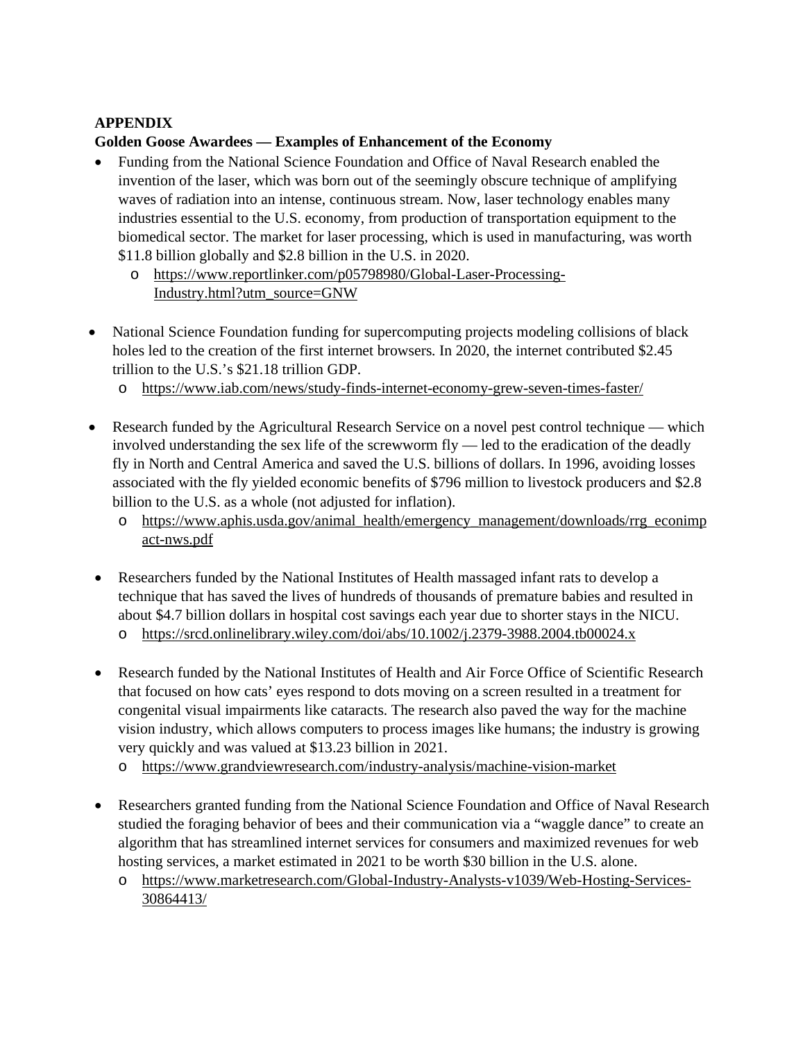**APPENDIX**

**Golden Goose Awardees — Examples of Enhancement of the Economy**

- Funding from the National Science Foundation and Office of Naval Research enabled the invention of the laser, which was born out of the seemingly obscure technique of amplifying waves of radiation into an intense, continuous stream. Now, laser technology enables many industries essential to the U.S. economy, from production of transportation equipment to the biomedical sector. The market for laser processing, which is used in manufacturing, was worth $11.8 billion globally and $2.8 billion in the U.S. in 2020.
    - https://www.reportlinker.com/p05798980/Global-Laser-Processing-Industry.html?utm_source=GNW

- National Science Foundation funding for supercomputing projects modeling collisions of black holes led to the creation of the first internet browsers. In 2020, the internet contributed $2.45 trillion to the U.S.'s $21.18 trillion GDP.
    - https://www.iab.com/news/study-finds-internet-economy-grew-seven-times-faster/

- Research funded by the Agricultural Research Service on a novel pest control technique — which involved understanding the sex life of the screwworm fly — led to the eradication of the deadly fly in North and Central America and saved the U.S. billions of dollars. In 1996, avoiding losses associated with the fly yielded economic benefits of $796 million to livestock producers and $2.8 billion to the U.S. as a whole (not adjusted for inflation).
    - https://www.aphis.usda.gov/animal_health/emergency_management/downloads/rrg_econimpact-nws.pdf

- Researchers funded by the National Institutes of Health massaged infant rats to develop a technique that has saved the lives of hundreds of thousands of premature babies and resulted in about $4.7 billion dollars in hospital cost savings each year due to shorter stays in the NICU.
    - https://srcd.onlinelibrary.wiley.com/doi/abs/10.1002/j.2379-3988.2004.tb00024.x

- Research funded by the National Institutes of Health and Air Force Office of Scientific Research that focused on how cats' eyes respond to dots moving on a screen resulted in a treatment for congenital visual impairments like cataracts. The research also paved the way for the machine vision industry, which allows computers to process images like humans; the industry is growing very quickly and was valued at $13.23 billion in 2021.
    - https://www.grandviewresearch.com/industry-analysis/machine-vision-market

- Researchers granted funding from the National Science Foundation and Office of Naval Research studied the foraging behavior of bees and their communication via a "waggle dance" to create an algorithm that has streamlined internet services for consumers and maximized revenues for web hosting services, a market estimated in 2021 to be worth $30 billion in the U.S. alone.
    - https://www.marketresearch.com/Global-Industry-Analysts-v1039/Web-Hosting-Services-30864413/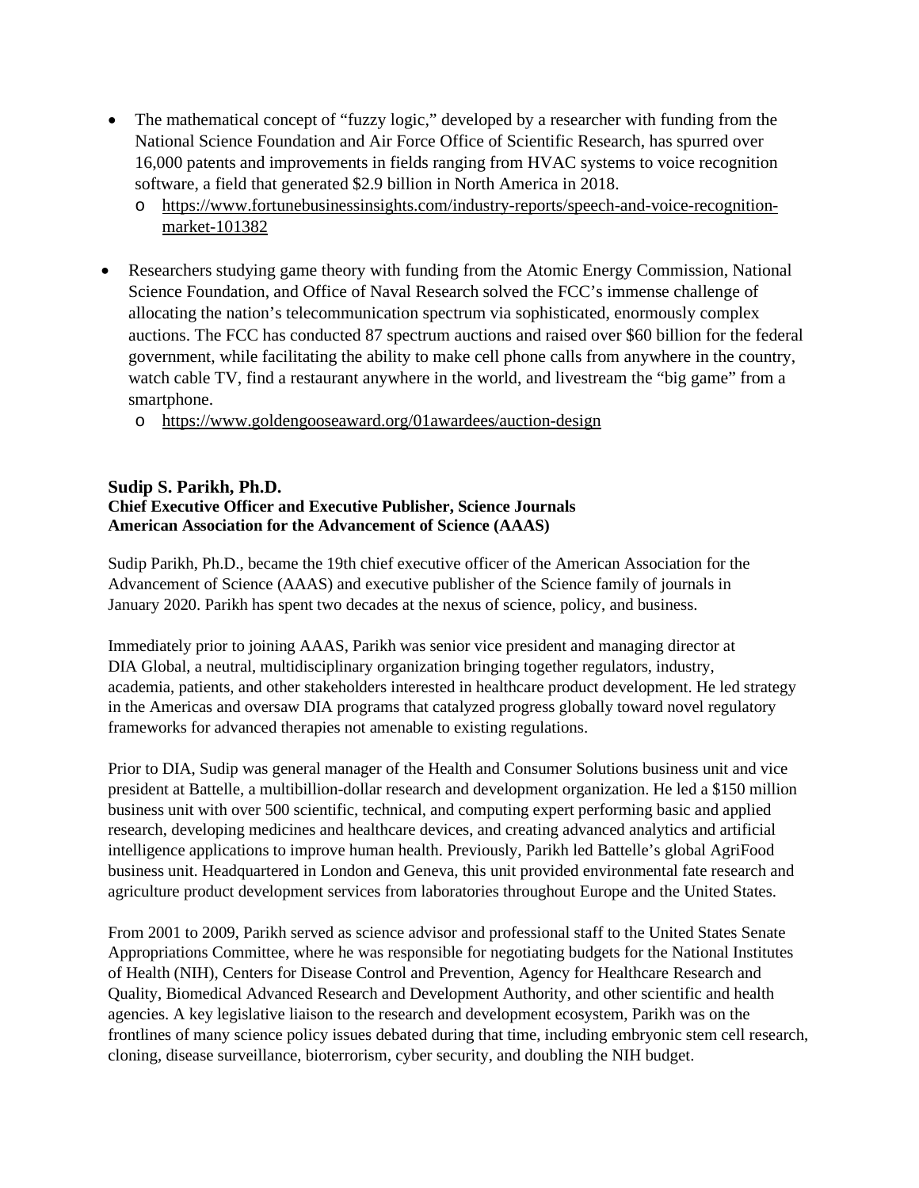- The mathematical concept of "fuzzy logic," developed by a researcher with funding from the National Science Foundation and Air Force Office of Scientific Research, has spurred over 16,000 patents and improvements in fields ranging from HVAC systems to voice recognition software, a field that generated $2.9 billion in North America in 2018.
  - https://www.fortunebusinessinsights.com/industry-reports/speech-and-voice-recognition-market-101382

- Researchers studying game theory with funding from the Atomic Energy Commission, National Science Foundation, and Office of Naval Research solved the FCC's immense challenge of allocating the nation's telecommunication spectrum via sophisticated, enormously complex auctions. The FCC has conducted 87 spectrum auctions and raised over $60 billion for the federal government, while facilitating the ability to make cell phone calls from anywhere in the country, watch cable TV, find a restaurant anywhere in the world, and livestream the "big game" from a smartphone.
  - https://www.goldengooseaward.org/01awardees/auction-design

**Sudip S. Parikh, Ph.D.**
**Chief Executive Officer and Executive Publisher, Science Journals**
**American Association for the Advancement of Science (AAAS)**

Sudip Parikh, Ph.D., became the 19th chief executive officer of the American Association for the Advancement of Science (AAAS) and executive publisher of the Science family of journals in January 2020. Parikh has spent two decades at the nexus of science, policy, and business.

Immediately prior to joining AAAS, Parikh was senior vice president and managing director at DIA Global, a neutral, multidisciplinary organization bringing together regulators, industry, academia, patients, and other stakeholders interested in healthcare product development. He led strategy in the Americas and oversaw DIA programs that catalyzed progress globally toward novel regulatory frameworks for advanced therapies not amenable to existing regulations.

Prior to DIA, Sudip was general manager of the Health and Consumer Solutions business unit and vice president at Battelle, a multibillion-dollar research and development organization. He led a $150 million business unit with over 500 scientific, technical, and computing expert performing basic and applied research, developing medicines and healthcare devices, and creating advanced analytics and artificial intelligence applications to improve human health. Previously, Parikh led Battelle's global AgriFood business unit. Headquartered in London and Geneva, this unit provided environmental fate research and agriculture product development services from laboratories throughout Europe and the United States.

From 2001 to 2009, Parikh served as science advisor and professional staff to the United States Senate Appropriations Committee, where he was responsible for negotiating budgets for the National Institutes of Health (NIH), Centers for Disease Control and Prevention, Agency for Healthcare Research and Quality, Biomedical Advanced Research and Development Authority, and other scientific and health agencies. A key legislative liaison to the research and development ecosystem, Parikh was on the frontlines of many science policy issues debated during that time, including embryonic stem cell research, cloning, disease surveillance, bioterrorism, cyber security, and doubling the NIH budget.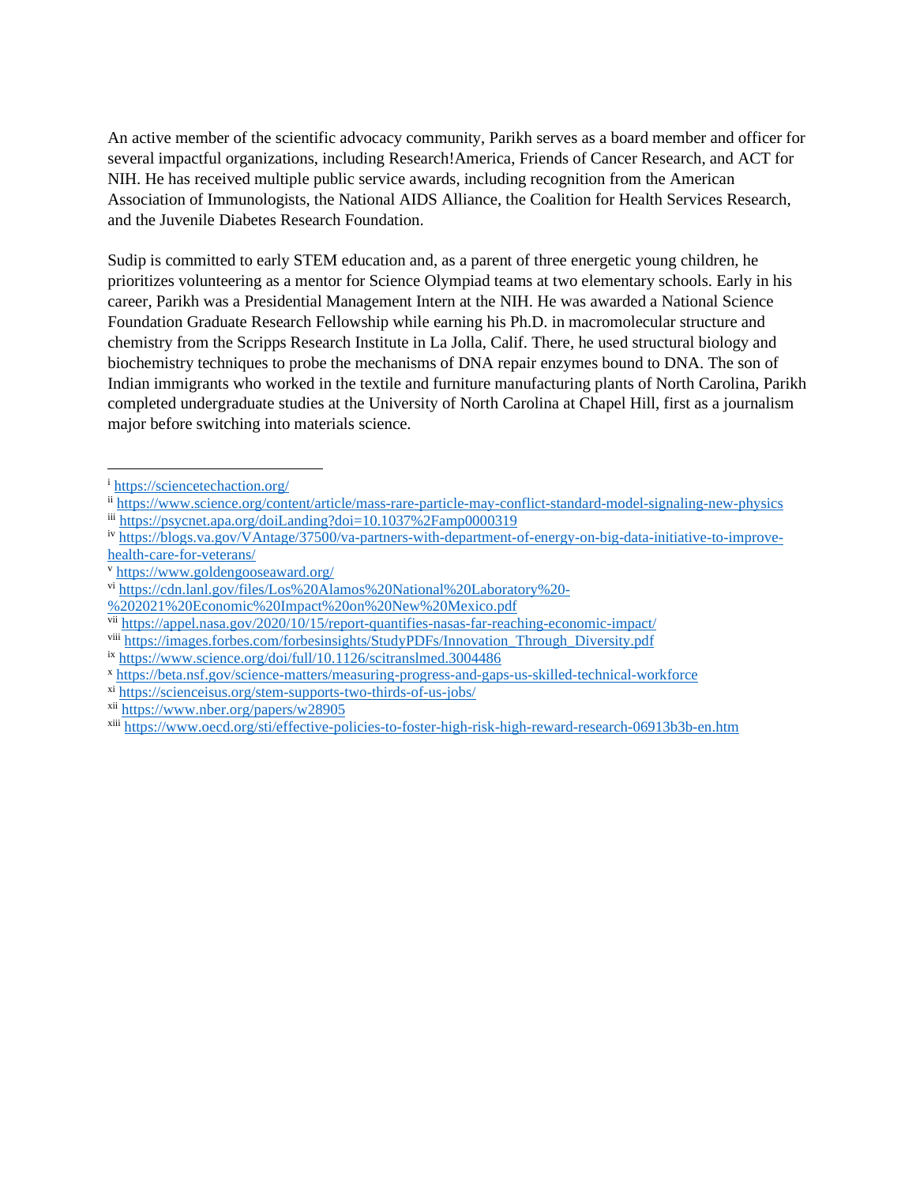An active member of the scientific advocacy community, Parikh serves as a board member and officer for several impactful organizations, including Research!America, Friends of Cancer Research, and ACT for NIH. He has received multiple public service awards, including recognition from the American Association of Immunologists, the National AIDS Alliance, the Coalition for Health Services Research, and the Juvenile Diabetes Research Foundation.

Sudip is committed to early STEM education and, as a parent of three energetic young children, he prioritizes volunteering as a mentor for Science Olympiad teams at two elementary schools. Early in his career, Parikh was a Presidential Management Intern at the NIH. He was awarded a National Science Foundation Graduate Research Fellowship while earning his Ph.D. in macromolecular structure and chemistry from the Scripps Research Institute in La Jolla, Calif. There, he used structural biology and biochemistry techniques to probe the mechanisms of DNA repair enzymes bound to DNA. The son of Indian immigrants who worked in the textile and furniture manufacturing plants of North Carolina, Parikh completed undergraduate studies at the University of North Carolina at Chapel Hill, first as a journalism major before switching into materials science.

---

[i] https://sciencetechaction.org/

[ii] https://www.science.org/content/article/mass-rare-particle-may-conflict-standard-model-signaling-new-physics

[iii] https://psycnet.apa.org/doiLanding?doi=10.1037%2Famp0000319

[iv] https://blogs.va.gov/VAntage/37500/va-partners-with-department-of-energy-on-big-data-initiative-to-improve-health-care-for-veterans/

[v] https://www.goldengooseaward.org/

[vi] https://cdn.lanl.gov/files/Los%20Alamos%20National%20Laboratory%20-%202021%20Economic%20Impact%20on%20New%20Mexico.pdf

[vii] https://appel.nasa.gov/2020/10/15/report-quantifies-nasas-far-reaching-economic-impact/

[viii] https://images.forbes.com/forbesinsights/StudyPDFs/Innovation_Through_Diversity.pdf

[ix] https://www.science.org/doi/full/10.1126/scitranslmed.3004486

[x] https://beta.nsf.gov/science-matters/measuring-progress-and-gaps-us-skilled-technical-workforce

[xi] https://scienceisus.org/stem-supports-two-thirds-of-us-jobs/

[xii] https://www.nber.org/papers/w28905

[xiii] https://www.oecd.org/sti/effective-policies-to-foster-high-risk-high-reward-research-06913b3b-en.htm